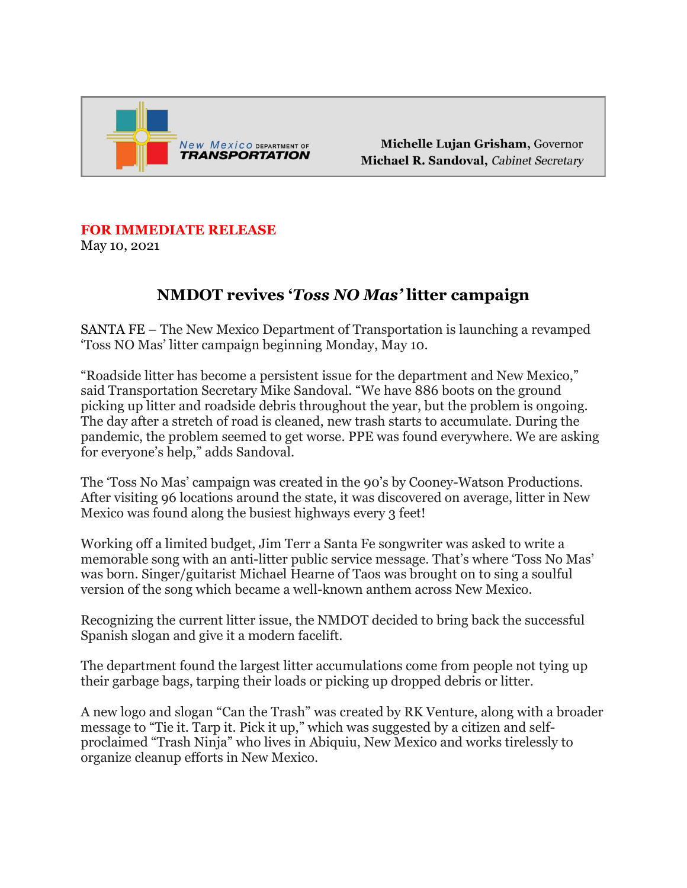New Mexico DEPARTMENT OF TRANSPORTATION

**Michelle Lujan Grisham**, Governor
**Michael R. Sandoval**, *Cabinet Secretary*

**FOR IMMEDIATE RELEASE**
May 10, 2021

# NMDOT revives '*Toss NO Mas'* litter campaign

SANTA FE – The New Mexico Department of Transportation is launching a revamped 'Toss NO Mas' litter campaign beginning Monday, May 10.

"Roadside litter has become a persistent issue for the department and New Mexico," said Transportation Secretary Mike Sandoval. "We have 886 boots on the ground picking up litter and roadside debris throughout the year, but the problem is ongoing. The day after a stretch of road is cleaned, new trash starts to accumulate. During the pandemic, the problem seemed to get worse. PPE was found everywhere. We are asking for everyone's help," adds Sandoval.

The 'Toss No Mas' campaign was created in the 90's by Cooney-Watson Productions. After visiting 96 locations around the state, it was discovered on average, litter in New Mexico was found along the busiest highways every 3 feet!

Working off a limited budget, Jim Terr a Santa Fe songwriter was asked to write a memorable song with an anti-litter public service message. That's where 'Toss No Mas' was born. Singer/guitarist Michael Hearne of Taos was brought on to sing a soulful version of the song which became a well-known anthem across New Mexico.

Recognizing the current litter issue, the NMDOT decided to bring back the successful Spanish slogan and give it a modern facelift.

The department found the largest litter accumulations come from people not tying up their garbage bags, tarping their loads or picking up dropped debris or litter.

A new logo and slogan "Can the Trash" was created by RK Venture, along with a broader message to "Tie it. Tarp it. Pick it up," which was suggested by a citizen and self-proclaimed "Trash Ninja" who lives in Abiquiu, New Mexico and works tirelessly to organize cleanup efforts in New Mexico.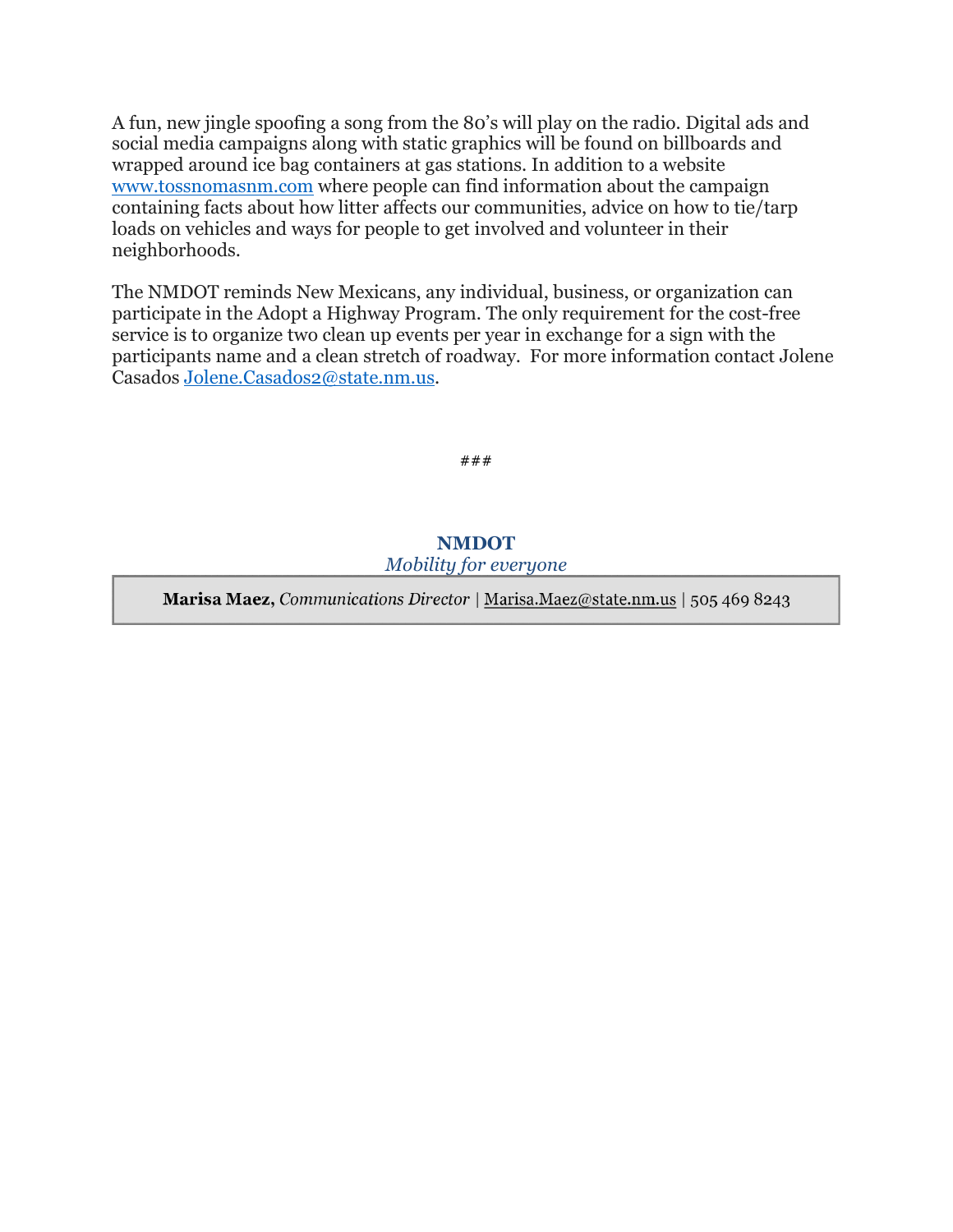A fun, new jingle spoofing a song from the 80's will play on the radio. Digital ads and social media campaigns along with static graphics will be found on billboards and wrapped around ice bag containers at gas stations. In addition to a website www.tossnomasnm.com where people can find information about the campaign containing facts about how litter affects our communities, advice on how to tie/tarp loads on vehicles and ways for people to get involved and volunteer in their neighborhoods.

The NMDOT reminds New Mexicans, any individual, business, or organization can participate in the Adopt a Highway Program. The only requirement for the cost-free service is to organize two clean up events per year in exchange for a sign with the participants name and a clean stretch of roadway. For more information contact Jolene Casados Jolene.Casados2@state.nm.us.

###

**NMDOT**

*Mobility for everyone*

**Marisa Maez,** *Communications Director* | Marisa.Maez@state.nm.us | 505 469 8243